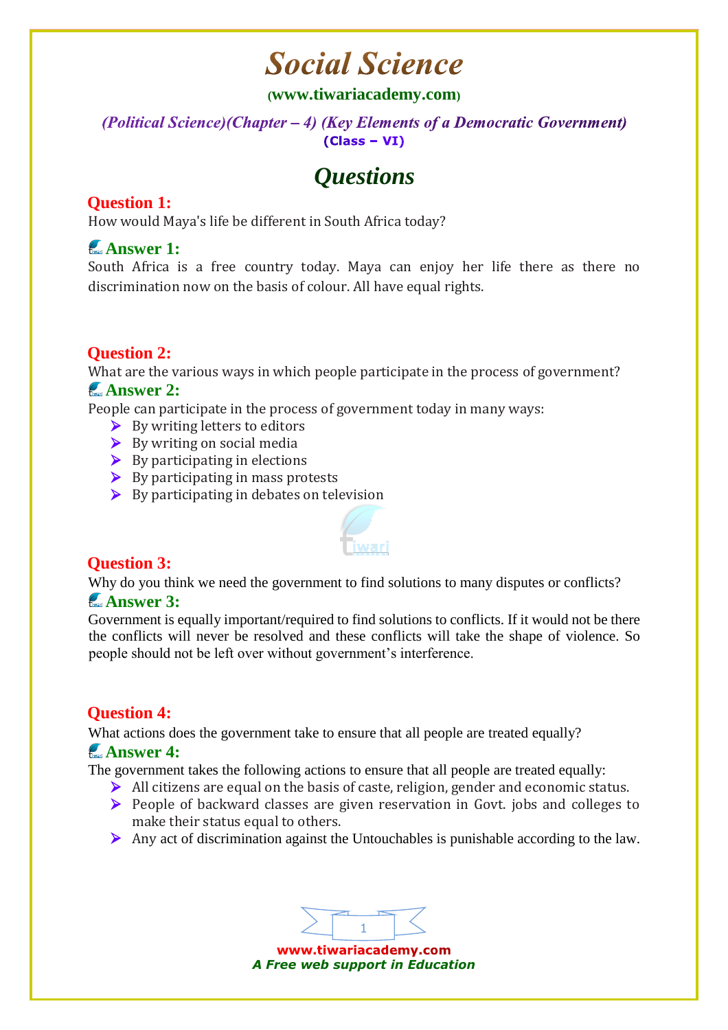# Social Science

(www.tiwariacademy.com)

*(Political Science)(Chapter – 4) (Key Elements of a Democratic Government)*

**(Class – VI)**

## Questions

### Question 1:

How would Maya's life be different in South Africa today?

### Answer 1:

South Africa is a free country today. Maya can enjoy her life there as there no discrimination now on the basis of colour. All have equal rights.

### Question 2:

What are the various ways in which people participate in the process of government?

### Answer 2:

People can participate in the process of government today in many ways:

- By writing letters to editors
- By writing on social media
- By participating in elections
- By participating in mass protests
- By participating in debates on television

### Question 3:

Why do you think we need the government to find solutions to many disputes or conflicts?

### Answer 3:

Government is equally important/required to find solutions to conflicts. If it would not be there the conflicts will never be resolved and these conflicts will take the shape of violence. So people should not be left over without government's interference.

### Question 4:

What actions does the government take to ensure that all people are treated equally?

### Answer 4:

The government takes the following actions to ensure that all people are treated equally:

- All citizens are equal on the basis of caste, religion, gender and economic status.
- People of backward classes are given reservation in Govt. jobs and colleges to make their status equal to others.
- Any act of discrimination against the Untouchables is punishable according to the law.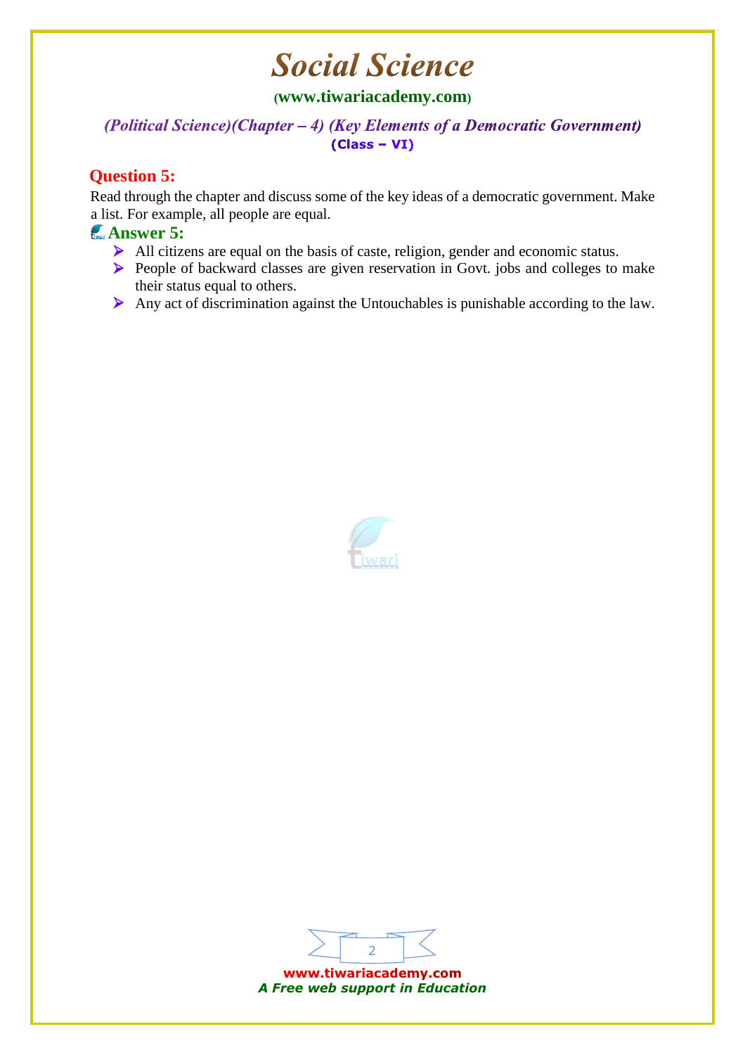## Question 5:

Read through the chapter and discuss some of the key ideas of a democratic government. Make a list. For example, all people are equal.

## Answer 5:

- All citizens are equal on the basis of caste, religion, gender and economic status.
- People of backward classes are given reservation in Govt. jobs and colleges to make their status equal to others.
- Any act of discrimination against the Untouchables is punishable according to the law.